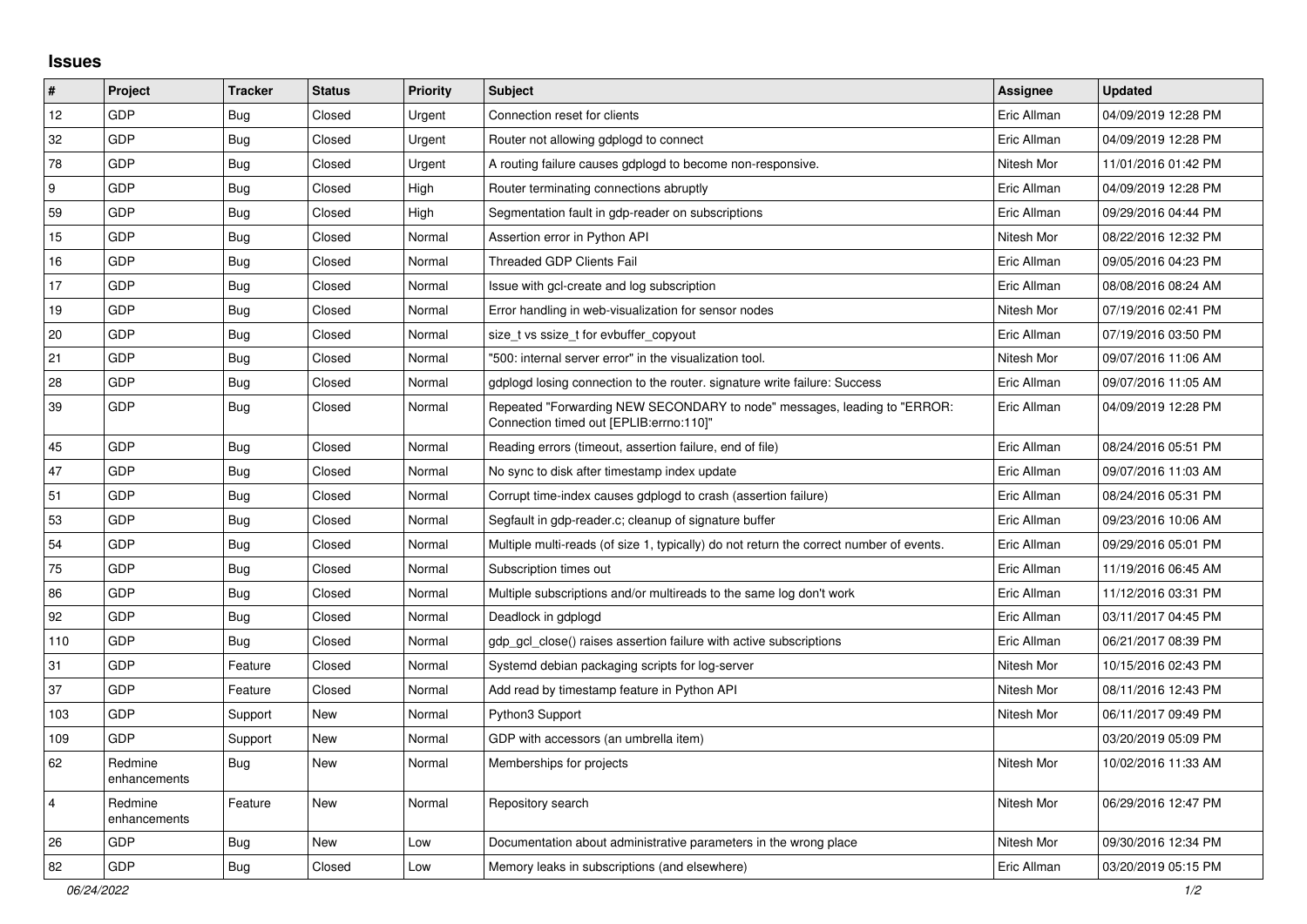# Issues

| # | Project | Tracker | Status | Priority | Subject | Assignee | Updated |
|---|---|---|---|---|---|---|---|
| 12 | GDP | Bug | Closed | Urgent | Connection reset for clients | Eric Allman | 04/09/2019 12:28 PM |
| 32 | GDP | Bug | Closed | Urgent | Router not allowing gdplogd to connect | Eric Allman | 04/09/2019 12:28 PM |
| 78 | GDP | Bug | Closed | Urgent | A routing failure causes gdplogd to become non-responsive. | Nitesh Mor | 11/01/2016 01:42 PM |
| 9 | GDP | Bug | Closed | High | Router terminating connections abruptly | Eric Allman | 04/09/2019 12:28 PM |
| 59 | GDP | Bug | Closed | High | Segmentation fault in gdp-reader on subscriptions | Eric Allman | 09/29/2016 04:44 PM |
| 15 | GDP | Bug | Closed | Normal | Assertion error in Python API | Nitesh Mor | 08/22/2016 12:32 PM |
| 16 | GDP | Bug | Closed | Normal | Threaded GDP Clients Fail | Eric Allman | 09/05/2016 04:23 PM |
| 17 | GDP | Bug | Closed | Normal | Issue with gcl-create and log subscription | Eric Allman | 08/08/2016 08:24 AM |
| 19 | GDP | Bug | Closed | Normal | Error handling in web-visualization for sensor nodes | Nitesh Mor | 07/19/2016 02:41 PM |
| 20 | GDP | Bug | Closed | Normal | size_t vs ssize_t for evbuffer_copyout | Eric Allman | 07/19/2016 03:50 PM |
| 21 | GDP | Bug | Closed | Normal | "500: internal server error" in the visualization tool. | Nitesh Mor | 09/07/2016 11:06 AM |
| 28 | GDP | Bug | Closed | Normal | gdplogd losing connection to the router. signature write failure: Success | Eric Allman | 09/07/2016 11:05 AM |
| 39 | GDP | Bug | Closed | Normal | Repeated "Forwarding NEW SECONDARY to node" messages, leading to "ERROR: Connection timed out [EPLIB:errno:110]" | Eric Allman | 04/09/2019 12:28 PM |
| 45 | GDP | Bug | Closed | Normal | Reading errors (timeout, assertion failure, end of file) | Eric Allman | 08/24/2016 05:51 PM |
| 47 | GDP | Bug | Closed | Normal | No sync to disk after timestamp index update | Eric Allman | 09/07/2016 11:03 AM |
| 51 | GDP | Bug | Closed | Normal | Corrupt time-index causes gdplogd to crash (assertion failure) | Eric Allman | 08/24/2016 05:31 PM |
| 53 | GDP | Bug | Closed | Normal | Segfault in gdp-reader.c; cleanup of signature buffer | Eric Allman | 09/23/2016 10:06 AM |
| 54 | GDP | Bug | Closed | Normal | Multiple multi-reads (of size 1, typically) do not return the correct number of events. | Eric Allman | 09/29/2016 05:01 PM |
| 75 | GDP | Bug | Closed | Normal | Subscription times out | Eric Allman | 11/19/2016 06:45 AM |
| 86 | GDP | Bug | Closed | Normal | Multiple subscriptions and/or multireads to the same log don't work | Eric Allman | 11/12/2016 03:31 PM |
| 92 | GDP | Bug | Closed | Normal | Deadlock in gdplogd | Eric Allman | 03/11/2017 04:45 PM |
| 110 | GDP | Bug | Closed | Normal | gdp_gcl_close() raises assertion failure with active subscriptions | Eric Allman | 06/21/2017 08:39 PM |
| 31 | GDP | Feature | Closed | Normal | Systemd debian packaging scripts for log-server | Nitesh Mor | 10/15/2016 02:43 PM |
| 37 | GDP | Feature | Closed | Normal | Add read by timestamp feature in Python API | Nitesh Mor | 08/11/2016 12:43 PM |
| 103 | GDP | Support | New | Normal | Python3 Support | Nitesh Mor | 06/11/2017 09:49 PM |
| 109 | GDP | Support | New | Normal | GDP with accessors (an umbrella item) | | 03/20/2019 05:09 PM |
| 62 | Redmine enhancements | Bug | New | Normal | Memberships for projects | Nitesh Mor | 10/02/2016 11:33 AM |
| 4 | Redmine enhancements | Feature | New | Normal | Repository search | Nitesh Mor | 06/29/2016 12:47 PM |
| 26 | GDP | Bug | New | Low | Documentation about administrative parameters in the wrong place | Nitesh Mor | 09/30/2016 12:34 PM |
| 82 | GDP | Bug | Closed | Low | Memory leaks in subscriptions (and elsewhere) | Eric Allman | 03/20/2019 05:15 PM |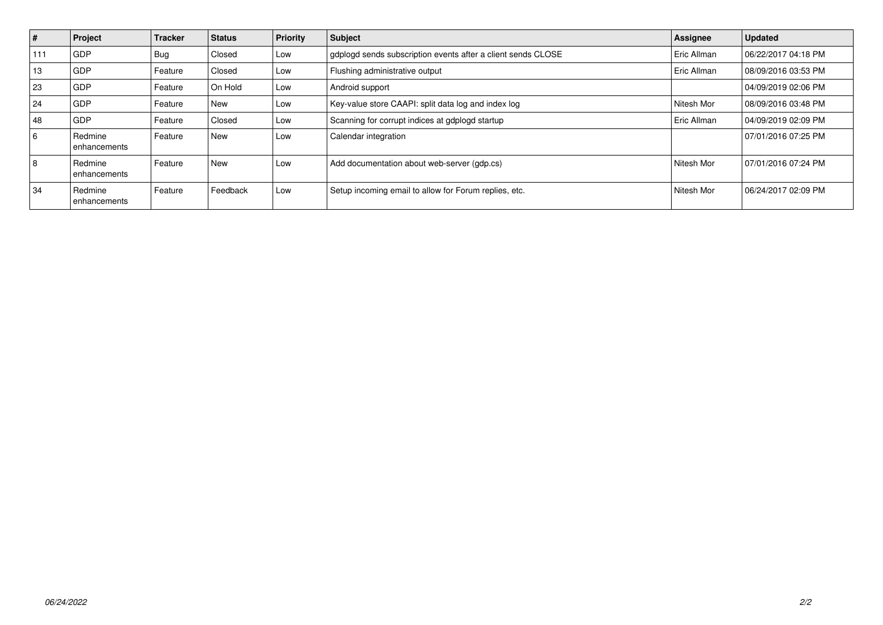| # | Project | Tracker | Status | Priority | Subject | Assignee | Updated |
|---|---|---|---|---|---|---|---|
| 111 | GDP | Bug | Closed | Low | gdplogd sends subscription events after a client sends CLOSE | Eric Allman | 06/22/2017 04:18 PM |
| 13 | GDP | Feature | Closed | Low | Flushing administrative output | Eric Allman | 08/09/2016 03:53 PM |
| 23 | GDP | Feature | On Hold | Low | Android support | | 04/09/2019 02:06 PM |
| 24 | GDP | Feature | New | Low | Key-value store CAAPI: split data log and index log | Nitesh Mor | 08/09/2016 03:48 PM |
| 48 | GDP | Feature | Closed | Low | Scanning for corrupt indices at gdplogd startup | Eric Allman | 04/09/2019 02:09 PM |
| 6 | Redmine enhancements | Feature | New | Low | Calendar integration | | 07/01/2016 07:25 PM |
| 8 | Redmine enhancements | Feature | New | Low | Add documentation about web-server (gdp.cs) | Nitesh Mor | 07/01/2016 07:24 PM |
| 34 | Redmine enhancements | Feature | Feedback | Low | Setup incoming email to allow for Forum replies, etc. | Nitesh Mor | 06/24/2017 02:09 PM |